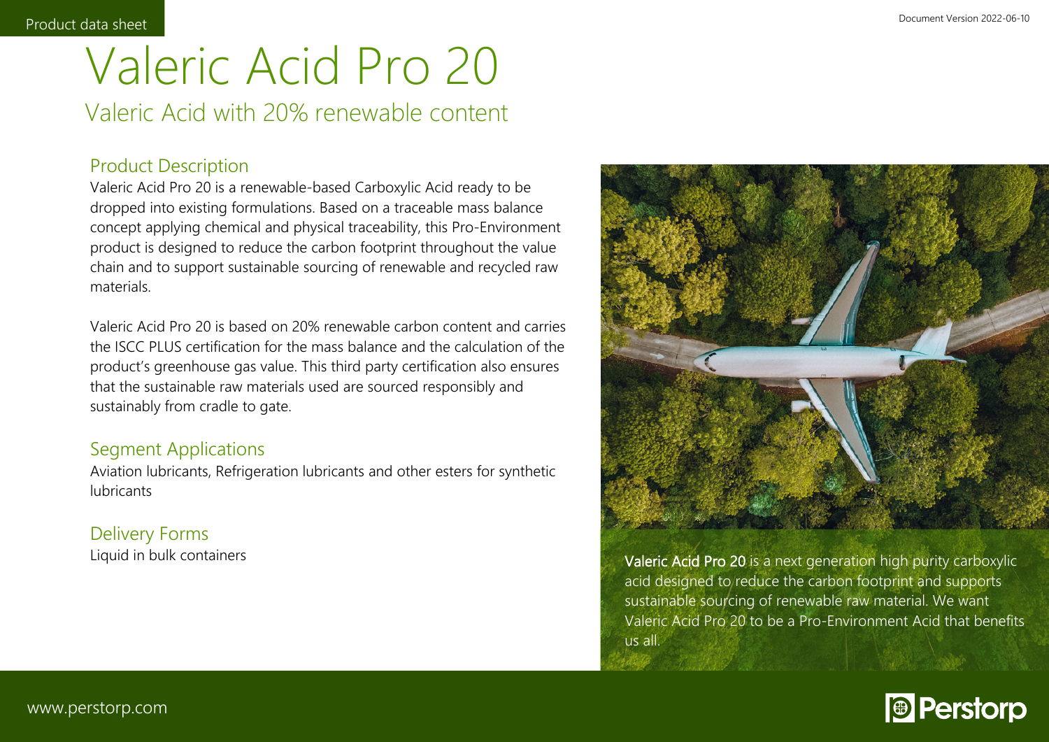Product data sheet

Document Version 2022-06-10

# Valeric Acid Pro 20

## Valeric Acid with 20% renewable content

### Product Description

Valeric Acid Pro 20 is a renewable-based Carboxylic Acid ready to be dropped into existing formulations. Based on a traceable mass balance concept applying chemical and physical traceability, this Pro-Environment product is designed to reduce the carbon footprint throughout the value chain and to support sustainable sourcing of renewable and recycled raw materials.

Valeric Acid Pro 20 is based on 20% renewable carbon content and carries the ISCC PLUS certification for the mass balance and the calculation of the product's greenhouse gas value. This third party certification also ensures that the sustainable raw materials used are sourced responsibly and sustainably from cradle to gate.

### Segment Applications

Aviation lubricants, Refrigeration lubricants and other esters for synthetic lubricants

### Delivery Forms

Liquid in bulk containers

**Valeric Acid Pro 20** is a next generation high purity carboxylic acid designed to reduce the carbon footprint and supports sustainable sourcing of renewable raw material. We want Valeric Acid Pro 20 to be a Pro-Environment Acid that benefits us all.

www.perstorp.com

Perstorp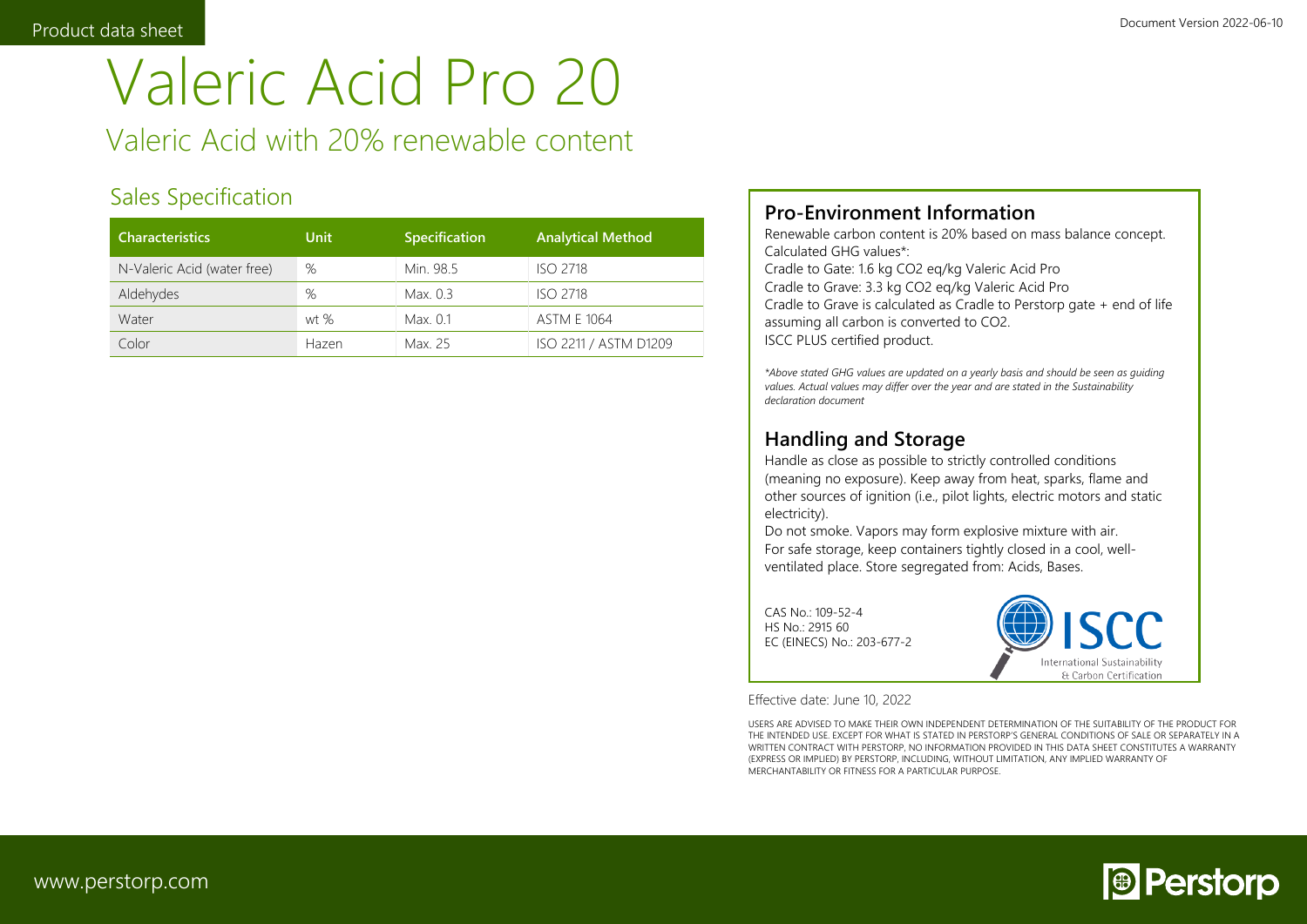Product data sheet

Document Version 2022-06-10

# Valeric Acid Pro 20

Valeric Acid with 20% renewable content

## Sales Specification

| Characteristics | Unit | Specification | Analytical Method |
|---|---|---|---|
| N-Valeric Acid (water free) | % | Min. 98.5 | ISO 2718 |
| Aldehydes | % | Max. 0.3 | ISO 2718 |
| Water | wt % | Max. 0.1 | ASTM E 1064 |
| Color | Hazen | Max. 25 | ISO 2211 / ASTM D1209 |

## Pro-Environment Information

Renewable carbon content is 20% based on mass balance concept.
Calculated GHG values*:
Cradle to Gate: 1.6 kg $CO_2$ eq/kg Valeric Acid Pro
Cradle to Grave: 3.3 kg $CO_2$ eq/kg Valeric Acid Pro
Cradle to Grave is calculated as Cradle to Perstorp gate + end of life assuming all carbon is converted to $CO_2$.
ISCC PLUS certified product.

*\*Above stated GHG values are updated on a yearly basis and should be seen as guiding values. Actual values may differ over the year and are stated in the Sustainability declaration document*

## Handling and Storage

Handle as close as possible to strictly controlled conditions (meaning no exposure). Keep away from heat, sparks, flame and other sources of ignition (i.e., pilot lights, electric motors and static electricity).
Do not smoke. Vapors may form explosive mixture with air.
For safe storage, keep containers tightly closed in a cool, well-ventilated place. Store segregated from: Acids, Bases.

CAS No.: 109-52-4
HS No.: 2915 60
EC (EINECS) No.: 203-677-2

ISCC International Sustainability & Carbon Certification

Effective date: June 10, 2022

USERS ARE ADVISED TO MAKE THEIR OWN INDEPENDENT DETERMINATION OF THE SUITABILITY OF THE PRODUCT FOR THE INTENDED USE. EXCEPT FOR WHAT IS STATED IN PERSTORP'S GENERAL CONDITIONS OF SALE OR SEPARATELY IN A WRITTEN CONTRACT WITH PERSTORP, NO INFORMATION PROVIDED IN THIS DATA SHEET CONSTITUTES A WARRANTY (EXPRESS OR IMPLIED) BY PERSTORP, INCLUDING, WITHOUT LIMITATION, ANY IMPLIED WARRANTY OF MERCHANTABILITY OR FITNESS FOR A PARTICULAR PURPOSE.

www.perstorp.com

Perstorp